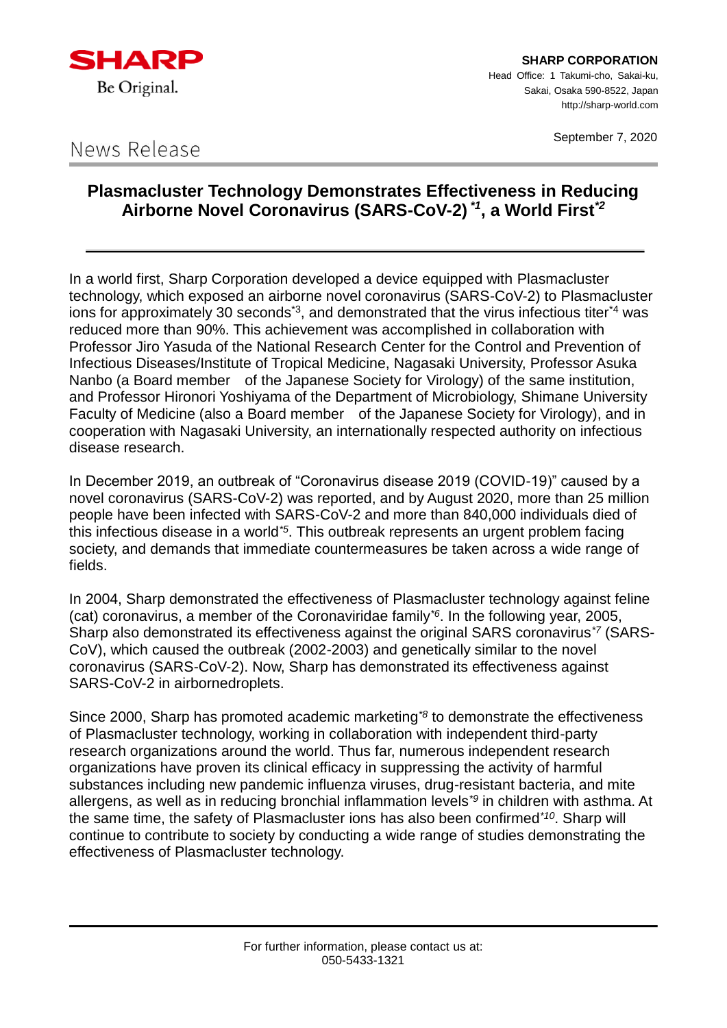SHARP

Be Original.

**SHARP CORPORATION**
Head Office: 1 Takumi-cho, Sakai-ku,
Sakai, Osaka 590-8522, Japan
http://sharp-world.com

September 7, 2020

News Release

# Plasmacluster Technology Demonstrates Effectiveness in Reducing Airborne Novel Coronavirus (SARS-CoV-2) [*1], a World First[*2]

In a world first, Sharp Corporation developed a device equipped with Plasmacluster technology, which exposed an airborne novel coronavirus (SARS-CoV-2) to Plasmacluster ions for approximately 30 seconds[*3], and demonstrated that the virus infectious titer[*4] was reduced more than 90%. This achievement was accomplished in collaboration with Professor Jiro Yasuda of the National Research Center for the Control and Prevention of Infectious Diseases/Institute of Tropical Medicine, Nagasaki University, Professor Asuka Nanbo (a Board member of the Japanese Society for Virology) of the same institution, and Professor Hironori Yoshiyama of the Department of Microbiology, Shimane University Faculty of Medicine (also a Board member of the Japanese Society for Virology), and in cooperation with Nagasaki University, an internationally respected authority on infectious disease research.

In December 2019, an outbreak of "Coronavirus disease 2019 (COVID-19)" caused by a novel coronavirus (SARS-CoV-2) was reported, and by August 2020, more than 25 million people have been infected with SARS-CoV-2 and more than 840,000 individuals died of this infectious disease in a world[*5]. This outbreak represents an urgent problem facing society, and demands that immediate countermeasures be taken across a wide range of fields.

In 2004, Sharp demonstrated the effectiveness of Plasmacluster technology against feline (cat) coronavirus, a member of the Coronaviridae family[*6]. In the following year, 2005, Sharp also demonstrated its effectiveness against the original SARS coronavirus[*7] (SARS-CoV), which caused the outbreak (2002-2003) and genetically similar to the novel coronavirus (SARS-CoV-2). Now, Sharp has demonstrated its effectiveness against SARS-CoV-2 in airbornedroplets.

Since 2000, Sharp has promoted academic marketing[*8] to demonstrate the effectiveness of Plasmacluster technology, working in collaboration with independent third-party research organizations around the world. Thus far, numerous independent research organizations have proven its clinical efficacy in suppressing the activity of harmful substances including new pandemic influenza viruses, drug-resistant bacteria, and mite allergens, as well as in reducing bronchial inflammation levels[*9] in children with asthma. At the same time, the safety of Plasmacluster ions has also been confirmed[*10]. Sharp will continue to contribute to society by conducting a wide range of studies demonstrating the effectiveness of Plasmacluster technology.

For further information, please contact us at:
050-5433-1321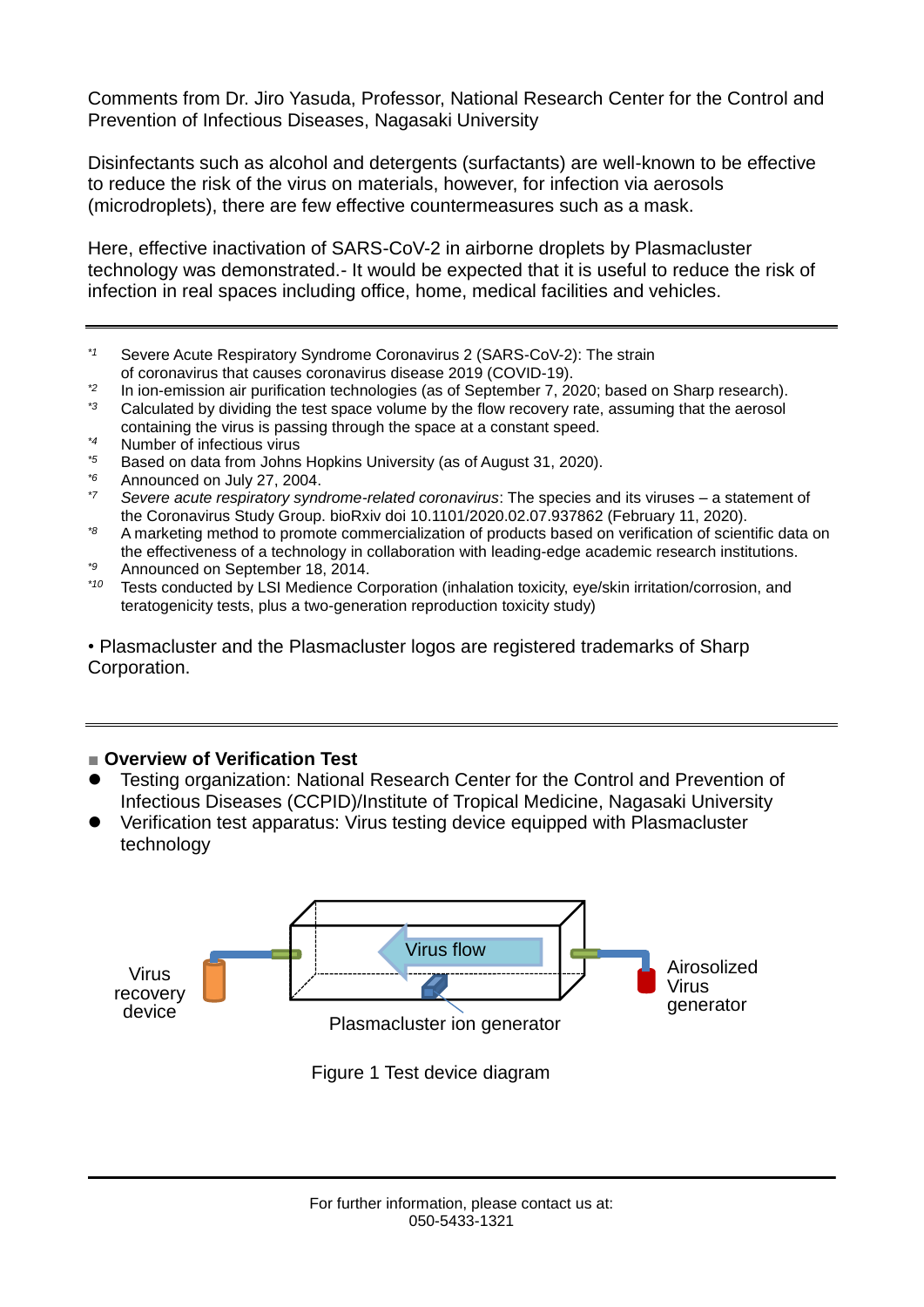Comments from Dr. Jiro Yasuda, Professor, National Research Center for the Control and Prevention of Infectious Diseases, Nagasaki University

Disinfectants such as alcohol and detergents (surfactants) are well-known to be effective to reduce the risk of the virus on materials, however, for infection via aerosols (microdroplets), there are few effective countermeasures such as a mask.

Here, effective inactivation of SARS-CoV-2 in airborne droplets by Plasmacluster technology was demonstrated.- It would be expected that it is useful to reduce the risk of infection in real spaces including office, home, medical facilities and vehicles.

---

*1 Severe Acute Respiratory Syndrome Coronavirus 2 (SARS-CoV-2): The strain of coronavirus that causes coronavirus disease 2019 (COVID-19).
*2 In ion-emission air purification technologies (as of September 7, 2020; based on Sharp research).
*3 Calculated by dividing the test space volume by the flow recovery rate, assuming that the aerosol containing the virus is passing through the space at a constant speed.
*4 Number of infectious virus
*5 Based on data from Johns Hopkins University (as of August 31, 2020).
*6 Announced on July 27, 2004.
*7 *Severe acute respiratory syndrome-related coronavirus*: The species and its viruses – a statement of the Coronavirus Study Group. bioRxiv doi 10.1101/2020.02.07.937862 (February 11, 2020).
*8 A marketing method to promote commercialization of products based on verification of scientific data on the effectiveness of a technology in collaboration with leading-edge academic research institutions.
*9 Announced on September 18, 2014.
*10 Tests conducted by LSI Medience Corporation (inhalation toxicity, eye/skin irritation/corrosion, and teratogenicity tests, plus a two-generation reproduction toxicity study)

• Plasmacluster and the Plasmacluster logos are registered trademarks of Sharp Corporation.

---

## ■ Overview of Verification Test

- Testing organization: National Research Center for the Control and Prevention of Infectious Diseases (CCPID)/Institute of Tropical Medicine, Nagasaki University
- Verification test apparatus: Virus testing device equipped with Plasmacluster technology

Virus recovery device — Virus flow — Airosolized Virus generator

Plasmacluster ion generator

Figure 1 Test device diagram

For further information, please contact us at:
050-5433-1321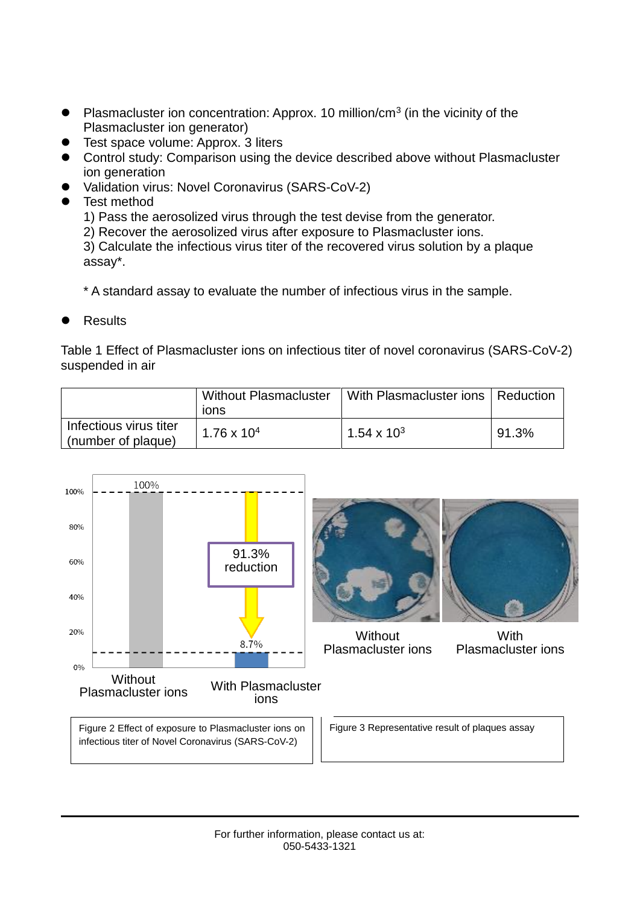- Plasmacluster ion concentration: Approx. 10 million/$cm^3$ (in the vicinity of the Plasmacluster ion generator)
- Test space volume: Approx. 3 liters
- Control study: Comparison using the device described above without Plasmacluster ion generation
- Validation virus: Novel Coronavirus (SARS-CoV-2)
- Test method

  1) Pass the aerosolized virus through the test devise from the generator.
  2) Recover the aerosolized virus after exposure to Plasmacluster ions.
  3) Calculate the infectious virus titer of the recovered virus solution by a plaque assay*.

  * A standard assay to evaluate the number of infectious virus in the sample.

- Results

Table 1 Effect of Plasmacluster ions on infectious titer of novel coronavirus (SARS-CoV-2) suspended in air

| | Without Plasmacluster ions | With Plasmacluster ions | Reduction |
|---|---|---|---|
| Infectious virus titer (number of plaque) | $1.76 \times 10^4$ | $1.54 \times 10^3$ | 91.3% |

100% | 80% | 60% | 40% | 20% | 0%

100% — Without Plasmacluster ions

91.3% reduction

8.7% — With Plasmacluster ions

Figure 2 Effect of exposure to Plasmacluster ions on infectious titer of Novel Coronavirus (SARS-CoV-2)

Without Plasmacluster ions | With Plasmacluster ions

Figure 3 Representative result of plaques assay

For further information, please contact us at:
050-5433-1321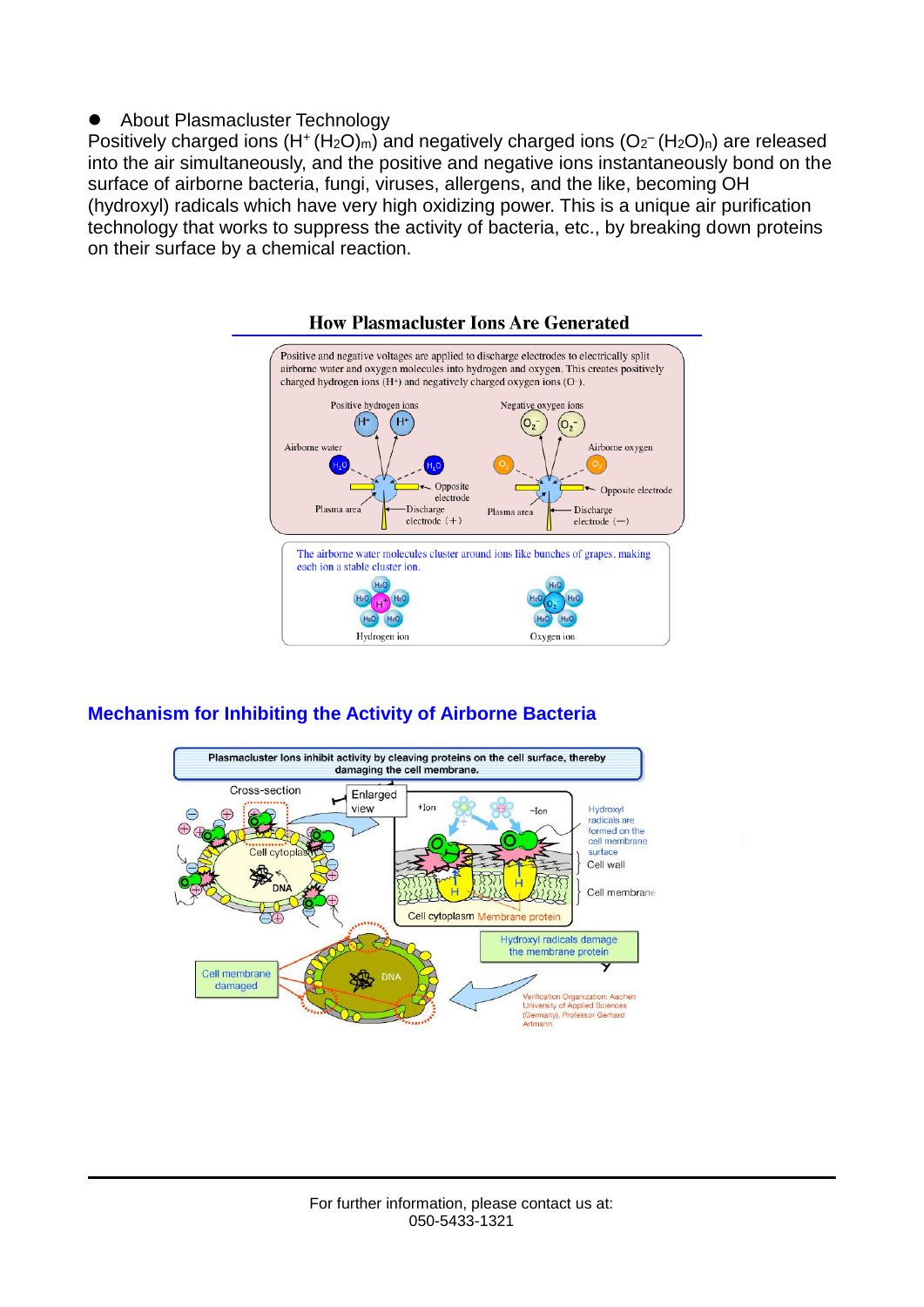- About Plasmacluster Technology

Positively charged ions ($H^+(H_2O)_m$) and negatively charged ions ($O_2^-(H_2O)_n$) are released into the air simultaneously, and the positive and negative ions instantaneously bond on the surface of airborne bacteria, fungi, viruses, allergens, and the like, becoming OH (hydroxyl) radicals which have very high oxidizing power. This is a unique air purification technology that works to suppress the activity of bacteria, etc., by breaking down proteins on their surface by a chemical reaction.

**How Plasmacluster Ions Are Generated**

Positive and negative voltages are applied to discharge electrodes to electrically split airborne water and oxygen molecules into hydrogen and oxygen. This creates positively charged hydrogen ions ($H^+$) and negatively charged oxygen ions ($O^-$).

Positive hydrogen ions — Negative oxygen ions — Airborne water — Airborne oxygen — Opposite electrode — Plasma area — Discharge electrode (+) — Discharge electrode (−)

The airborne water molecules cluster around ions like bunches of grapes, making each ion a stable cluster ion.

Hydrogen ion — Oxygen ion

## Mechanism for Inhibiting the Activity of Airborne Bacteria

Plasmacluster Ions inhibit activity by cleaving proteins on the cell surface, thereby damaging the cell membrane.

Cross-section — Enlarged view — +Ion — −Ion — Cell cytoplasm — DNA — Hydroxyl radicals are formed on the cell membrane surface — Cell wall — Cell membrane — Membrane protein — Hydroxyl radicals damage the membrane protein — Cell membrane damaged

Verification Organization: Aachen University of Applied Sciences (Germany), Professor Gerhard Artmann

For further information, please contact us at:
050-5433-1321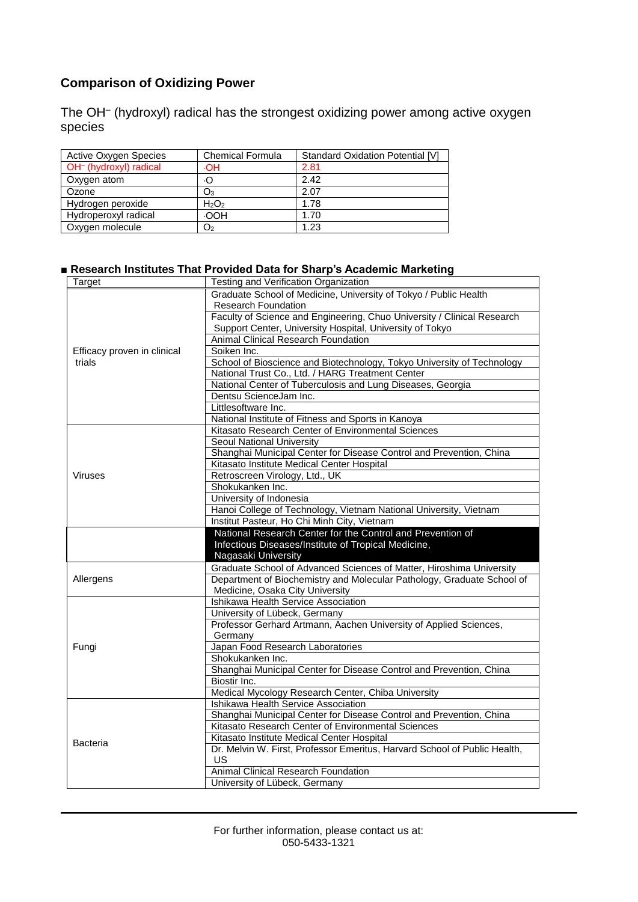## Comparison of Oxidizing Power

The $OH^-$ (hydroxyl) radical has the strongest oxidizing power among active oxygen species

| Active Oxygen Species | Chemical Formula | Standard Oxidation Potential [V] |
|---|---|---|
| $OH^-$ (hydroxyl) radical | ·OH | 2.81 |
| Oxygen atom | ·O | 2.42 |
| Ozone | $O_3$ | 2.07 |
| Hydrogen peroxide | $H_2O_2$ | 1.78 |
| Hydroperoxyl radical | ·OOH | 1.70 |
| Oxygen molecule | $O_2$ | 1.23 |

### ■ Research Institutes That Provided Data for Sharp's Academic Marketing

| Target | Testing and Verification Organization |
|---|---|
| Efficacy proven in clinical trials | Graduate School of Medicine, University of Tokyo / Public Health Research Foundation |
| | Faculty of Science and Engineering, Chuo University / Clinical Research Support Center, University Hospital, University of Tokyo |
| | Animal Clinical Research Foundation |
| | Soiken Inc. |
| | School of Bioscience and Biotechnology, Tokyo University of Technology |
| | National Trust Co., Ltd. / HARG Treatment Center |
| | National Center of Tuberculosis and Lung Diseases, Georgia |
| | Dentsu ScienceJam Inc. |
| | Littlesoftware Inc. |
| | National Institute of Fitness and Sports in Kanoya |
| Viruses | Kitasato Research Center of Environmental Sciences |
| | Seoul National University |
| | Shanghai Municipal Center for Disease Control and Prevention, China |
| | Kitasato Institute Medical Center Hospital |
| | Retroscreen Virology, Ltd., UK |
| | Shokukanken Inc. |
| | University of Indonesia |
| | Hanoi College of Technology, Vietnam National University, Vietnam |
| | Institut Pasteur, Ho Chi Minh City, Vietnam |
| | National Research Center for the Control and Prevention of Infectious Diseases/Institute of Tropical Medicine, Nagasaki University |
| Allergens | Graduate School of Advanced Sciences of Matter, Hiroshima University |
| | Department of Biochemistry and Molecular Pathology, Graduate School of Medicine, Osaka City University |
| Fungi | Ishikawa Health Service Association |
| | University of Lübeck, Germany |
| | Professor Gerhard Artmann, Aachen University of Applied Sciences, Germany |
| | Japan Food Research Laboratories |
| | Shokukanken Inc. |
| | Shanghai Municipal Center for Disease Control and Prevention, China |
| | Biostir Inc. |
| | Medical Mycology Research Center, Chiba University |
| Bacteria | Ishikawa Health Service Association |
| | Shanghai Municipal Center for Disease Control and Prevention, China |
| | Kitasato Research Center of Environmental Sciences |
| | Kitasato Institute Medical Center Hospital |
| | Dr. Melvin W. First, Professor Emeritus, Harvard School of Public Health, US |
| | Animal Clinical Research Foundation |
| | University of Lübeck, Germany |

For further information, please contact us at:
050-5433-1321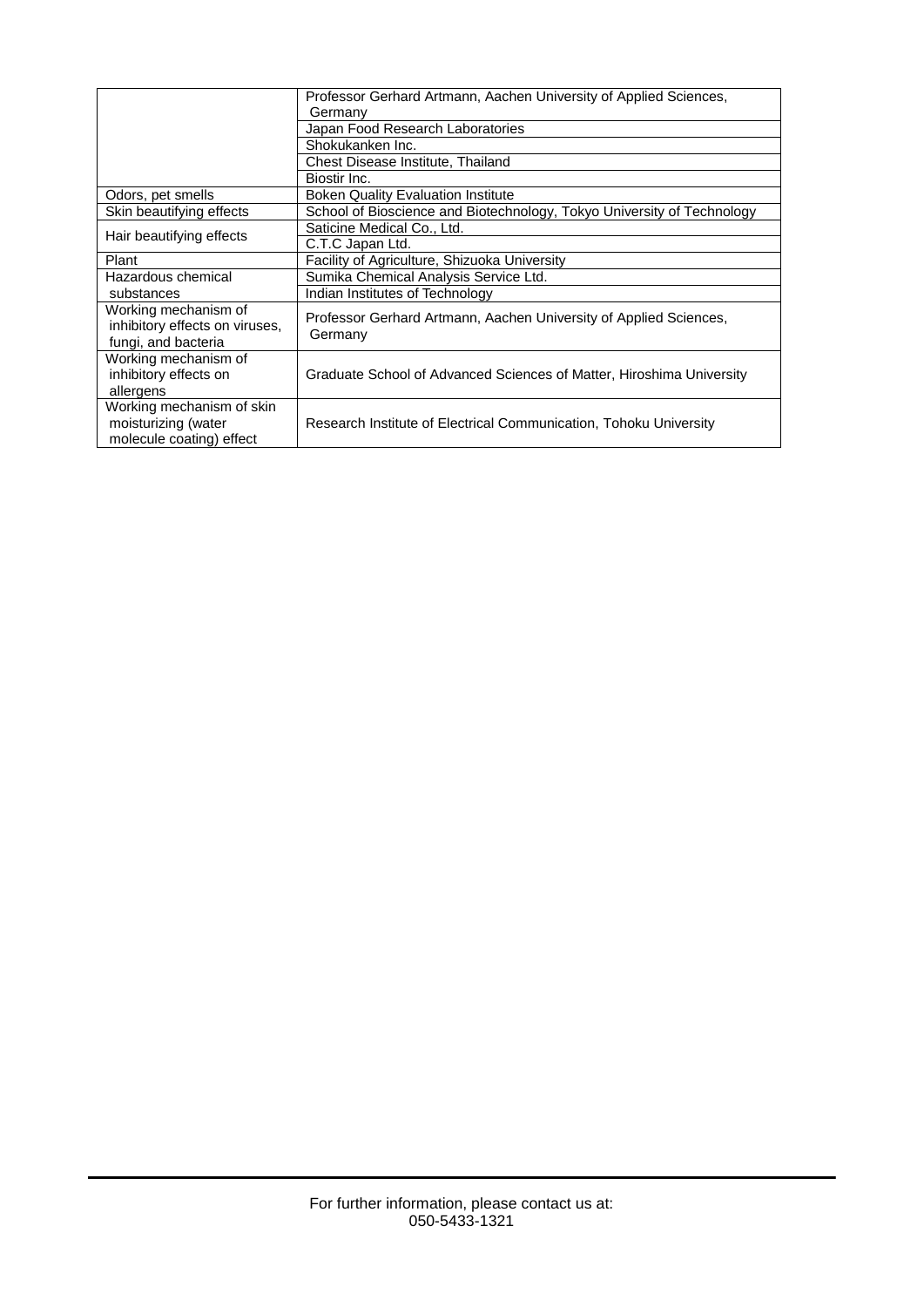| | |
|---|---|
| | Professor Gerhard Artmann, Aachen University of Applied Sciences, Germany |
| | Japan Food Research Laboratories |
| | Shokukanken Inc. |
| | Chest Disease Institute, Thailand |
| | Biostir Inc. |
| Odors, pet smells | Boken Quality Evaluation Institute |
| Skin beautifying effects | School of Bioscience and Biotechnology, Tokyo University of Technology |
| Hair beautifying effects | Saticine Medical Co., Ltd. |
| | C.T.C Japan Ltd. |
| Plant | Facility of Agriculture, Shizuoka University |
| Hazardous chemical substances | Sumika Chemical Analysis Service Ltd. |
| | Indian Institutes of Technology |
| Working mechanism of inhibitory effects on viruses, fungi, and bacteria | Professor Gerhard Artmann, Aachen University of Applied Sciences, Germany |
| Working mechanism of inhibitory effects on allergens | Graduate School of Advanced Sciences of Matter, Hiroshima University |
| Working mechanism of skin moisturizing (water molecule coating) effect | Research Institute of Electrical Communication, Tohoku University |

For further information, please contact us at:
050-5433-1321